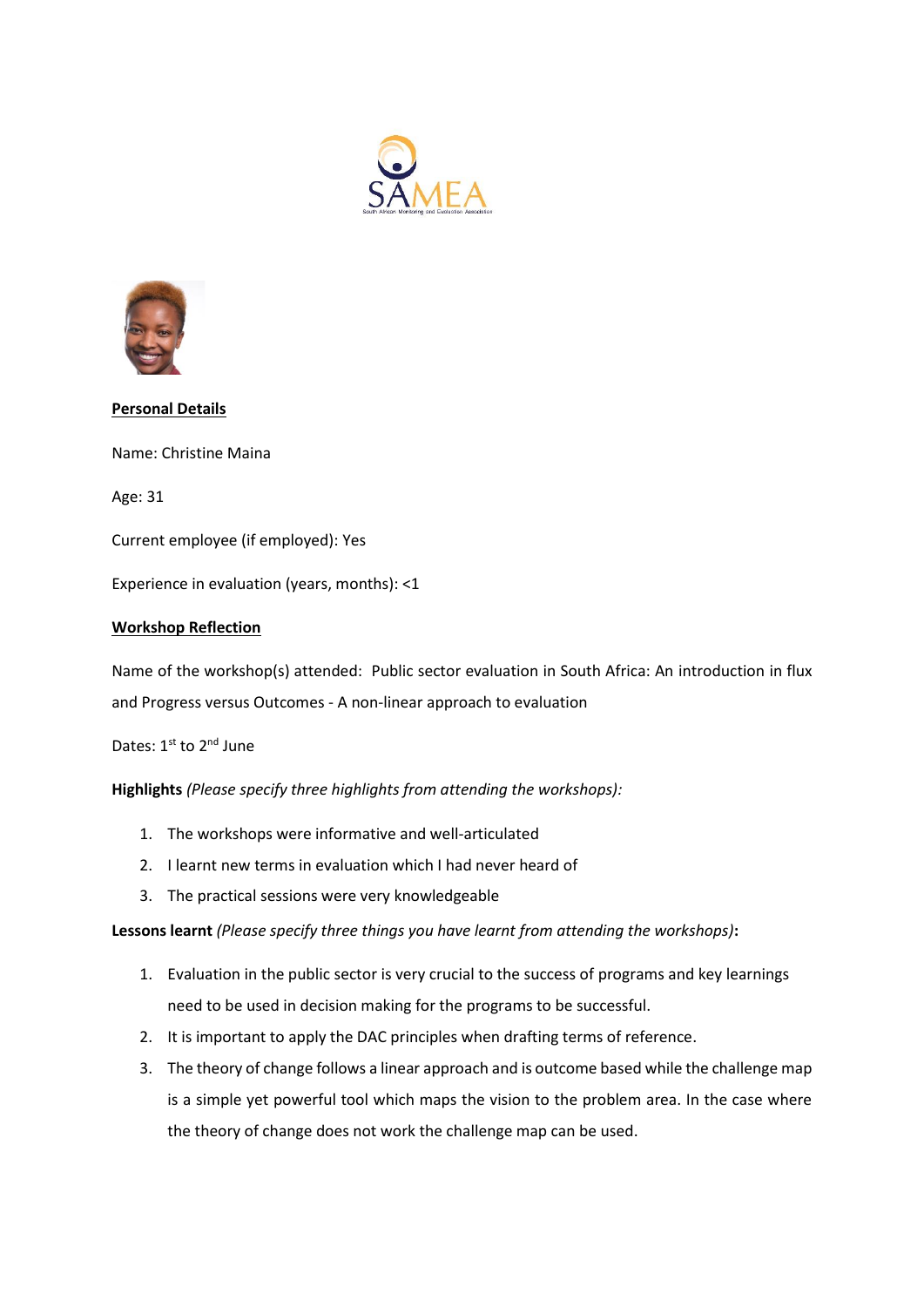**Personal Details**

Name: Christine Maina

Age: 31

Current employee (if employed): Yes

Experience in evaluation (years, months): <1

**Workshop Reflection**

Name of the workshop(s) attended: Public sector evaluation in South Africa: An introduction in flux and Progress versus Outcomes - A non-linear approach to evaluation

Dates: 1st to 2nd June

**Highlights** *(Please specify three highlights from attending the workshops):*

1. The workshops were informative and well-articulated
2. I learnt new terms in evaluation which I had never heard of
3. The practical sessions were very knowledgeable

**Lessons learnt** *(Please specify three things you have learnt from attending the workshops)***:**

1. Evaluation in the public sector is very crucial to the success of programs and key learnings need to be used in decision making for the programs to be successful.
2. It is important to apply the DAC principles when drafting terms of reference.
3. The theory of change follows a linear approach and is outcome based while the challenge map is a simple yet powerful tool which maps the vision to the problem area. In the case where the theory of change does not work the challenge map can be used.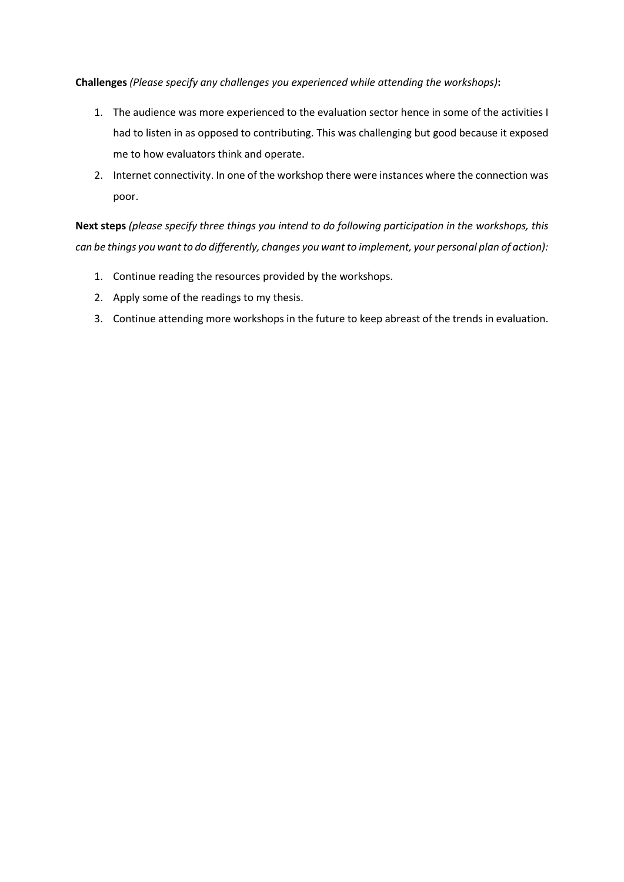**Challenges** *(Please specify any challenges you experienced while attending the workshops)***:**

1. The audience was more experienced to the evaluation sector hence in some of the activities I had to listen in as opposed to contributing. This was challenging but good because it exposed me to how evaluators think and operate.
2. Internet connectivity. In one of the workshop there were instances where the connection was poor.

**Next steps** *(please specify three things you intend to do following participation in the workshops, this can be things you want to do differently, changes you want to implement, your personal plan of action):*

1. Continue reading the resources provided by the workshops.
2. Apply some of the readings to my thesis.
3. Continue attending more workshops in the future to keep abreast of the trends in evaluation.